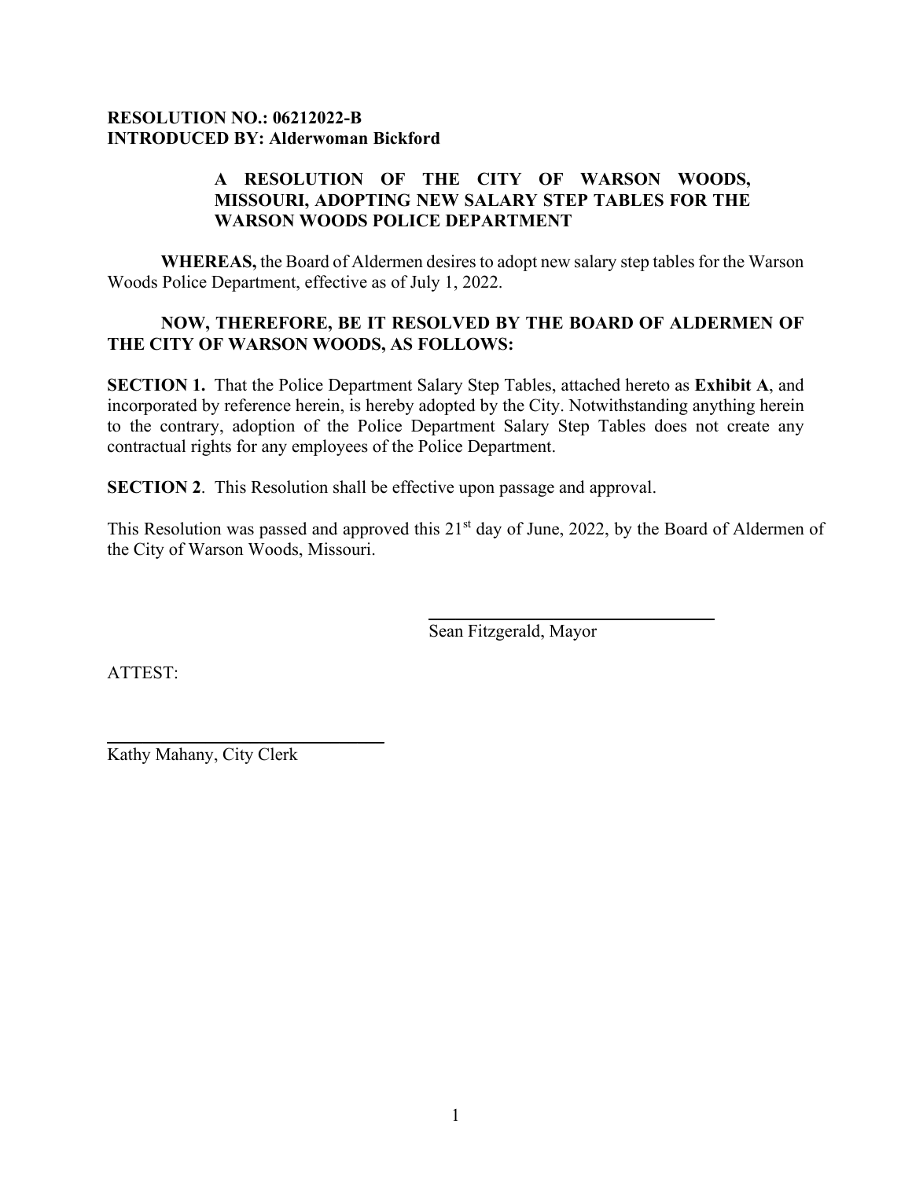**RESOLUTION NO.: 06212022-B**
**INTRODUCED BY: Alderwoman Bickford**

**A RESOLUTION OF THE CITY OF WARSON WOODS, MISSOURI, ADOPTING NEW SALARY STEP TABLES FOR THE WARSON WOODS POLICE DEPARTMENT**

**WHEREAS,** the Board of Aldermen desires to adopt new salary step tables for the Warson Woods Police Department, effective as of July 1, 2022.

**NOW, THEREFORE, BE IT RESOLVED BY THE BOARD OF ALDERMEN OF THE CITY OF WARSON WOODS, AS FOLLOWS:**

**SECTION 1.** That the Police Department Salary Step Tables, attached hereto as **Exhibit A**, and incorporated by reference herein, is hereby adopted by the City. Notwithstanding anything herein to the contrary, adoption of the Police Department Salary Step Tables does not create any contractual rights for any employees of the Police Department.

**SECTION 2**. This Resolution shall be effective upon passage and approval.

This Resolution was passed and approved this 21st day of June, 2022, by the Board of Aldermen of the City of Warson Woods, Missouri.

\_\_\_\_\_\_\_\_\_\_\_\_\_\_\_\_\_\_\_\_\_\_\_\_\_\_\_\_\_\_
Sean Fitzgerald, Mayor

ATTEST:

\_\_\_\_\_\_\_\_\_\_\_\_\_\_\_\_\_\_\_\_\_\_\_\_\_\_\_\_\_\_
Kathy Mahany, City Clerk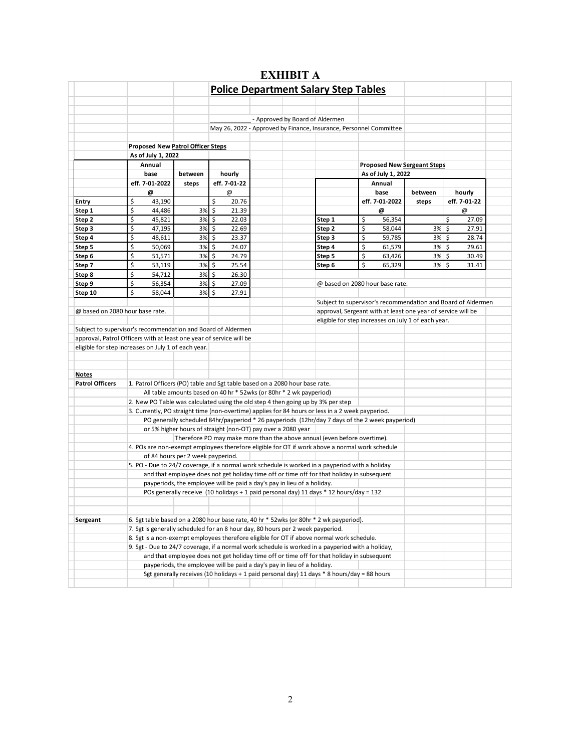# EXHIBIT A

## Police Department Salary Step Tables

___________ - Approved by Board of Aldermen

May 26, 2022 - Approved by Finance, Insurance, Personnel Committee

**Proposed New Patrol Officer Steps**
**As of July 1, 2022**

| | Annual base eff. 7-01-2022 @ | between steps | hourly eff. 7-01-22 @ |
|---|---|---|---|
| **Entry** | $ 43,190 | | $ 20.76 |
| **Step 1** | $ 44,486 | 3% | $ 21.39 |
| **Step 2** | $ 45,821 | 3% | $ 22.03 |
| **Step 3** | $ 47,195 | 3% | $ 22.69 |
| **Step 4** | $ 48,611 | 3% | $ 23.37 |
| **Step 5** | $ 50,069 | 3% | $ 24.07 |
| **Step 6** | $ 51,571 | 3% | $ 24.79 |
| **Step 7** | $ 53,119 | 3% | $ 25.54 |
| **Step 8** | $ 54,712 | 3% | $ 26.30 |
| **Step 9** | $ 56,354 | 3% | $ 27.09 |
| **Step 10** | $ 58,044 | 3% | $ 27.91 |

@ based on 2080 hour base rate.

Subject to supervisor's recommendation and Board of Aldermen approval, Patrol Officers with at least one year of service will be eligible for step increases on July 1 of each year.

**Proposed New Sergeant Steps**
**As of July 1, 2022**

| | Annual base eff. 7-01-2022 @ | between steps | hourly eff. 7-01-22 @ |
|---|---|---|---|
| **Step 1** | $ 56,354 | | $ 27.09 |
| **Step 2** | $ 58,044 | 3% | $ 27.91 |
| **Step 3** | $ 59,785 | 3% | $ 28.74 |
| **Step 4** | $ 61,579 | 3% | $ 29.61 |
| **Step 5** | $ 63,426 | 3% | $ 30.49 |
| **Step 6** | $ 65,329 | 3% | $ 31.41 |

@ based on 2080 hour base rate.

Subject to supervisor's recommendation and Board of Aldermen approval, Sergeant with at least one year of service will be eligible for step increases on July 1 of each year.

**Notes**

**Patrol Officers**

1. Patrol Officers (PO) table and Sgt table based on a 2080 hour base rate.
   All table amounts based on 40 hr * 52wks (or 80hr * 2 wk payperiod)
2. New PO Table was calculated using the old step 4 then going up by 3% per step
3. Currently, PO straight time (non-overtime) applies for 84 hours or less in a 2 week payperiod.
   PO generally scheduled 84hr/payperiod * 26 payperiods (12hr/day 7 days of the 2 week payperiod)
   or 5% higher hours of straight (non-OT) pay over a 2080 year
   Therefore PO may make more than the above annual (even before overtime).
4. POs are non-exempt employees therefore eligible for OT if work above a normal work schedule
   of 84 hours per 2 week payperiod.
5. PO - Due to 24/7 coverage, if a normal work schedule is worked in a payperiod with a holiday
   and that employee does not get holiday time off or time off for that holiday in subsequent
   payperiods, the employee will be paid a day's pay in lieu of a holiday.
   POs generally receive (10 holidays + 1 paid personal day) 11 days * 12 hours/day = 132

**Sergeant**

6. Sgt table based on a 2080 hour base rate, 40 hr * 52wks (or 80hr * 2 wk payperiod).
7. Sgt is generally scheduled for an 8 hour day, 80 hours per 2 week payperiod.
8. Sgt is a non-exempt employees therefore eligible for OT if above normal work schedule.
9. Sgt - Due to 24/7 coverage, if a normal work schedule is worked in a payperiod with a holiday,
   and that employee does not get holiday time off or time off for that holiday in subsequent
   payperiods, the employee will be paid a day's pay in lieu of a holiday.
   Sgt generally receives (10 holidays + 1 paid personal day) 11 days * 8 hours/day = 88 hours